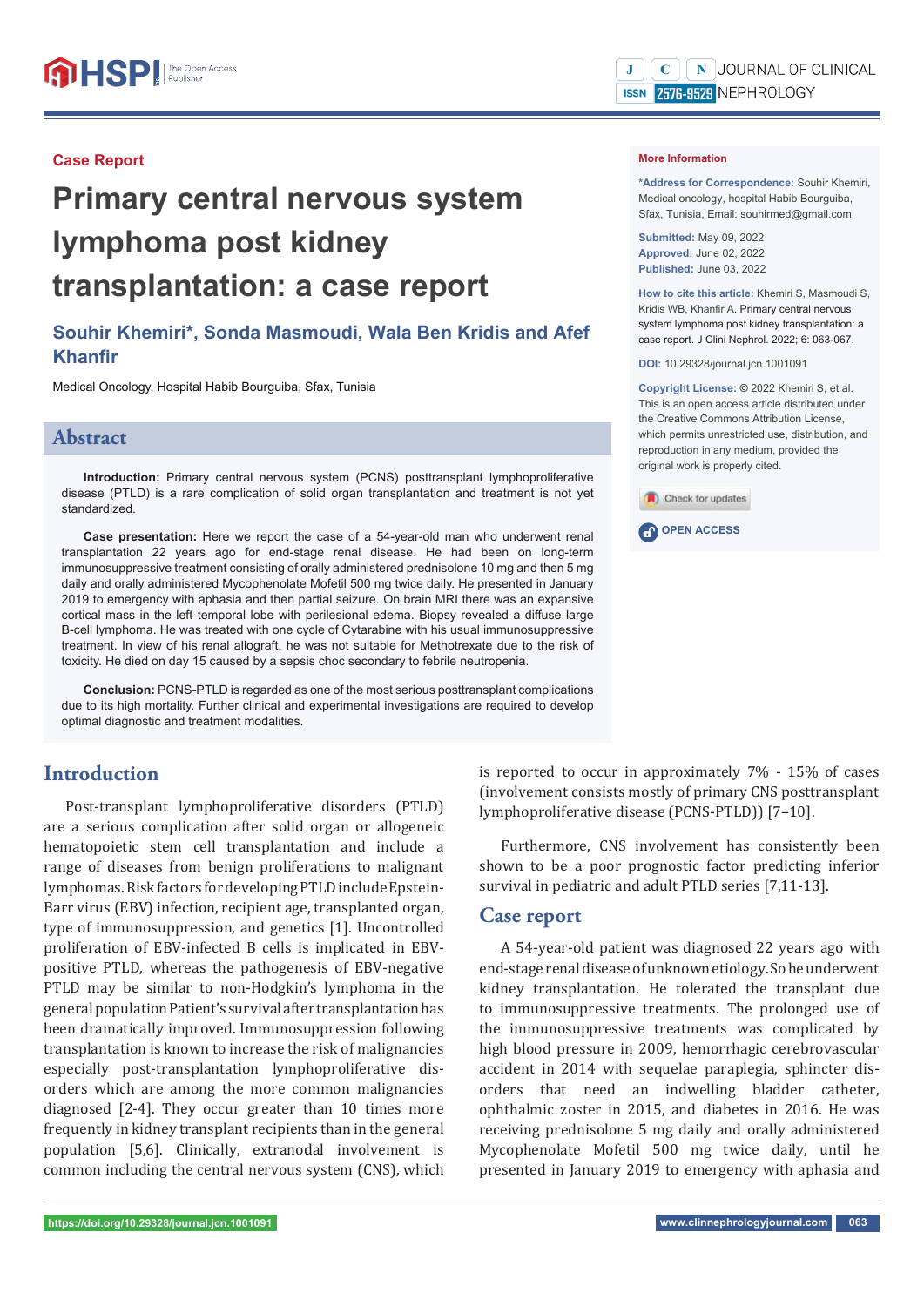Case Report

# Primary central nervous system lymphoma post kidney transplantation: a case report

**Souhir Khemiri\*, Sonda Masmoudi, Wala Ben Kridis and Afef Khanfir**

Medical Oncology, Hospital Habib Bourguiba, Sfax, Tunisia

**More Information**

**\*Address for Correspondence:** Souhir Khemiri, Medical oncology, hospital Habib Bourguiba, Sfax, Tunisia, Email: souhirmed@gmail.com

**Submitted:** May 09, 2022
**Approved:** June 02, 2022
**Published:** June 03, 2022

**How to cite this article:** Khemiri S, Masmoudi S, Kridis WB, Khanfir A. Primary central nervous system lymphoma post kidney transplantation: a case report. J Clini Nephrol. 2022; 6: 063-067.

**DOI:** 10.29328/journal.jcn.1001091

**Copyright License:** © 2022 Khemiri S, et al. This is an open access article distributed under the Creative Commons Attribution License, which permits unrestricted use, distribution, and reproduction in any medium, provided the original work is properly cited.

OPEN ACCESS

## Abstract

**Introduction:** Primary central nervous system (PCNS) posttransplant lymphoproliferative disease (PTLD) is a rare complication of solid organ transplantation and treatment is not yet standardized.

**Case presentation:** Here we report the case of a 54-year-old man who underwent renal transplantation 22 years ago for end-stage renal disease. He had been on long-term immunosuppressive treatment consisting of orally administered prednisolone 10 mg and then 5 mg daily and orally administered Mycophenolate Mofetil 500 mg twice daily. He presented in January 2019 to emergency with aphasia and then partial seizure. On brain MRI there was an expansive cortical mass in the left temporal lobe with perilesional edema. Biopsy revealed a diffuse large B-cell lymphoma. He was treated with one cycle of Cytarabine with his usual immunosuppressive treatment. In view of his renal allograft, he was not suitable for Methotrexate due to the risk of toxicity. He died on day 15 caused by a sepsis choc secondary to febrile neutropenia.

**Conclusion:** PCNS-PTLD is regarded as one of the most serious posttransplant complications due to its high mortality. Further clinical and experimental investigations are required to develop optimal diagnostic and treatment modalities.

## Introduction

Post-transplant lymphoproliferative disorders (PTLD) are a serious complication after solid organ or allogeneic hematopoietic stem cell transplantation and include a range of diseases from benign proliferations to malignant lymphomas. Risk factors for developing PTLD include Epstein-Barr virus (EBV) infection, recipient age, transplanted organ, type of immunosuppression, and genetics [1]. Uncontrolled proliferation of EBV-infected B cells is implicated in EBV-positive PTLD, whereas the pathogenesis of EBV-negative PTLD may be similar to non-Hodgkin's lymphoma in the general population Patient's survival after transplantation has been dramatically improved. Immunosuppression following transplantation is known to increase the risk of malignancies especially post-transplantation lymphoproliferative disorders which are among the more common malignancies diagnosed [2-4]. They occur greater than 10 times more frequently in kidney transplant recipients than in the general population [5,6]. Clinically, extranodal involvement is common including the central nervous system (CNS), which is reported to occur in approximately 7% - 15% of cases (involvement consists mostly of primary CNS posttransplant lymphoproliferative disease (PCNS-PTLD)) [7–10].

Furthermore, CNS involvement has consistently been shown to be a poor prognostic factor predicting inferior survival in pediatric and adult PTLD series [7,11-13].

## Case report

A 54-year-old patient was diagnosed 22 years ago with end-stage renal disease of unknown etiology. So he underwent kidney transplantation. He tolerated the transplant due to immunosuppressive treatments. The prolonged use of the immunosuppressive treatments was complicated by high blood pressure in 2009, hemorrhagic cerebrovascular accident in 2014 with sequelae paraplegia, sphincter disorders that need an indwelling bladder catheter, ophthalmic zoster in 2015, and diabetes in 2016. He was receiving prednisolone 5 mg daily and orally administered Mycophenolate Mofetil 500 mg twice daily, until he presented in January 2019 to emergency with aphasia and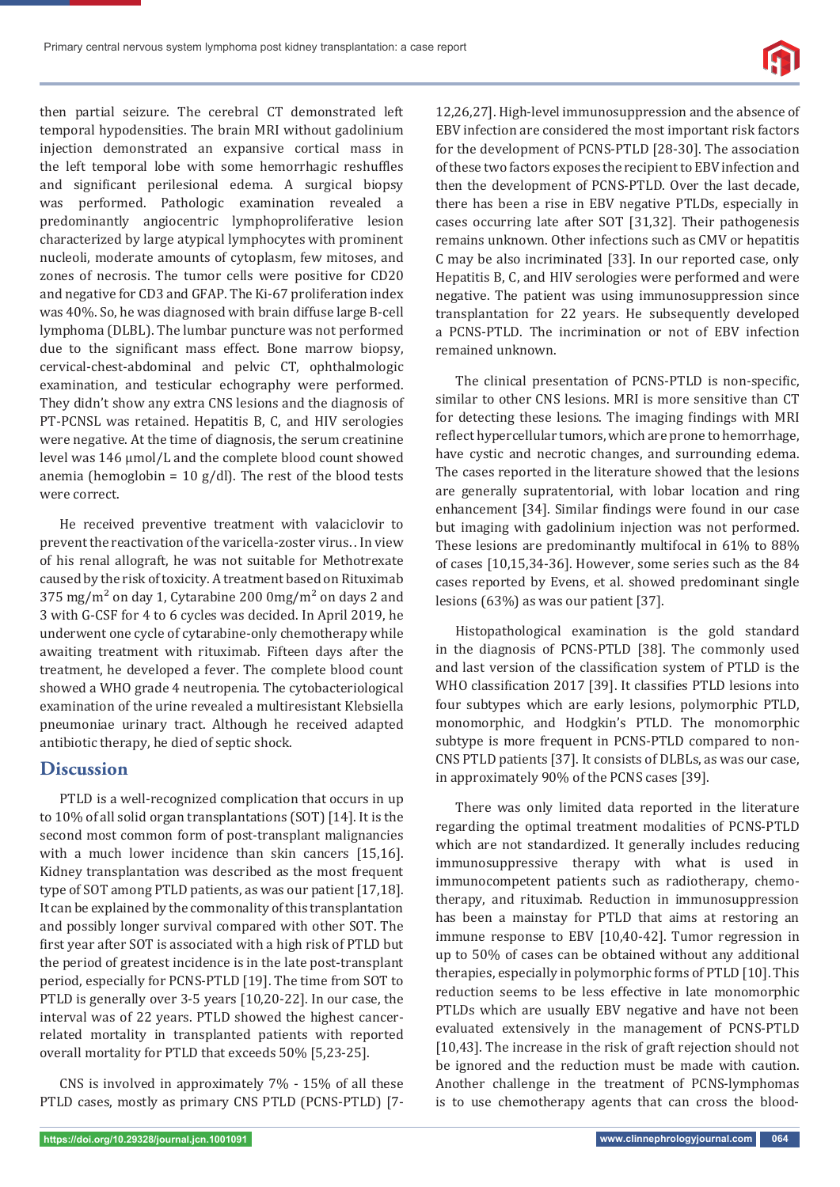then partial seizure. The cerebral CT demonstrated left temporal hypodensities. The brain MRI without gadolinium injection demonstrated an expansive cortical mass in the left temporal lobe with some hemorrhagic reshuffles and significant perilesional edema. A surgical biopsy was performed. Pathologic examination revealed a predominantly angiocentric lymphoproliferative lesion characterized by large atypical lymphocytes with prominent nucleoli, moderate amounts of cytoplasm, few mitoses, and zones of necrosis. The tumor cells were positive for CD20 and negative for CD3 and GFAP. The Ki-67 proliferation index was 40%. So, he was diagnosed with brain diffuse large B-cell lymphoma (DLBL). The lumbar puncture was not performed due to the significant mass effect. Bone marrow biopsy, cervical-chest-abdominal and pelvic CT, ophthalmologic examination, and testicular echography were performed. They didn't show any extra CNS lesions and the diagnosis of PT-PCNSL was retained. Hepatitis B, C, and HIV serologies were negative. At the time of diagnosis, the serum creatinine level was 146 µmol/L and the complete blood count showed anemia (hemoglobin = 10 g/dl). The rest of the blood tests were correct.

He received preventive treatment with valaciclovir to prevent the reactivation of the varicella-zoster virus. . In view of his renal allograft, he was not suitable for Methotrexate caused by the risk of toxicity. A treatment based on Rituximab 375 mg/m$^2$ on day 1, Cytarabine 200 0mg/m$^2$ on days 2 and 3 with G-CSF for 4 to 6 cycles was decided. In April 2019, he underwent one cycle of cytarabine-only chemotherapy while awaiting treatment with rituximab. Fifteen days after the treatment, he developed a fever. The complete blood count showed a WHO grade 4 neutropenia. The cytobacteriological examination of the urine revealed a multiresistant Klebsiella pneumoniae urinary tract. Although he received adapted antibiotic therapy, he died of septic shock.

## Discussion

PTLD is a well-recognized complication that occurs in up to 10% of all solid organ transplantations (SOT) [14]. It is the second most common form of post-transplant malignancies with a much lower incidence than skin cancers [15,16]. Kidney transplantation was described as the most frequent type of SOT among PTLD patients, as was our patient [17,18]. It can be explained by the commonality of this transplantation and possibly longer survival compared with other SOT. The first year after SOT is associated with a high risk of PTLD but the period of greatest incidence is in the late post-transplant period, especially for PCNS-PTLD [19]. The time from SOT to PTLD is generally over 3-5 years [10,20-22]. In our case, the interval was of 22 years. PTLD showed the highest cancer-related mortality in transplanted patients with reported overall mortality for PTLD that exceeds 50% [5,23-25].

CNS is involved in approximately 7% - 15% of all these PTLD cases, mostly as primary CNS PTLD (PCNS-PTLD) [7-12,26,27]. High-level immunosuppression and the absence of EBV infection are considered the most important risk factors for the development of PCNS-PTLD [28-30]. The association of these two factors exposes the recipient to EBV infection and then the development of PCNS-PTLD. Over the last decade, there has been a rise in EBV negative PTLDs, especially in cases occurring late after SOT [31,32]. Their pathogenesis remains unknown. Other infections such as CMV or hepatitis C may be also incriminated [33]. In our reported case, only Hepatitis B, C, and HIV serologies were performed and were negative. The patient was using immunosuppression since transplantation for 22 years. He subsequently developed a PCNS-PTLD. The incrimination or not of EBV infection remained unknown.

The clinical presentation of PCNS-PTLD is non-specific, similar to other CNS lesions. MRI is more sensitive than CT for detecting these lesions. The imaging findings with MRI reflect hypercellular tumors, which are prone to hemorrhage, have cystic and necrotic changes, and surrounding edema. The cases reported in the literature showed that the lesions are generally supratentorial, with lobar location and ring enhancement [34]. Similar findings were found in our case but imaging with gadolinium injection was not performed. These lesions are predominantly multifocal in 61% to 88% of cases [10,15,34-36]. However, some series such as the 84 cases reported by Evens, et al. showed predominant single lesions (63%) as was our patient [37].

Histopathological examination is the gold standard in the diagnosis of PCNS-PTLD [38]. The commonly used and last version of the classification system of PTLD is the WHO classification 2017 [39]. It classifies PTLD lesions into four subtypes which are early lesions, polymorphic PTLD, monomorphic, and Hodgkin's PTLD. The monomorphic subtype is more frequent in PCNS-PTLD compared to non-CNS PTLD patients [37]. It consists of DLBLs, as was our case, in approximately 90% of the PCNS cases [39].

There was only limited data reported in the literature regarding the optimal treatment modalities of PCNS-PTLD which are not standardized. It generally includes reducing immunosuppressive therapy with what is used in immunocompetent patients such as radiotherapy, chemotherapy, and rituximab. Reduction in immunosuppression has been a mainstay for PTLD that aims at restoring an immune response to EBV [10,40-42]. Tumor regression in up to 50% of cases can be obtained without any additional therapies, especially in polymorphic forms of PTLD [10]. This reduction seems to be less effective in late monomorphic PTLDs which are usually EBV negative and have not been evaluated extensively in the management of PCNS-PTLD [10,43]. The increase in the risk of graft rejection should not be ignored and the reduction must be made with caution. Another challenge in the treatment of PCNS-lymphomas is to use chemotherapy agents that can cross the blood-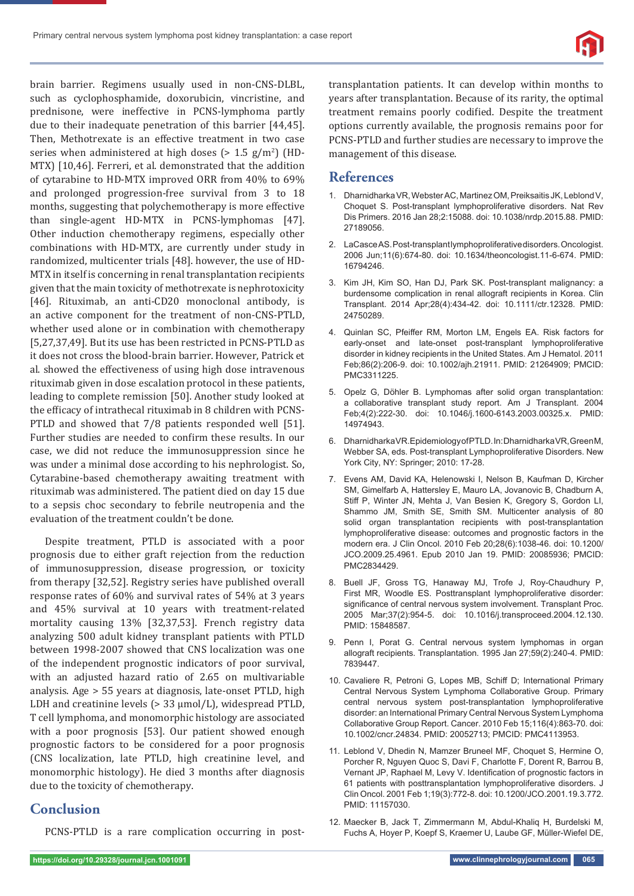brain barrier. Regimens usually used in non-CNS-DLBL, such as cyclophosphamide, doxorubicin, vincristine, and prednisone, were ineffective in PCNS-lymphoma partly due to their inadequate penetration of this barrier [44,45]. Then, Methotrexate is an effective treatment in two case series when administered at high doses (> 1.5 g/m$^2$) (HD-MTX) [10,46]. Ferreri, et al. demonstrated that the addition of cytarabine to HD-MTX improved ORR from 40% to 69% and prolonged progression-free survival from 3 to 18 months, suggesting that polychemotherapy is more effective than single-agent HD-MTX in PCNS-lymphomas [47]. Other induction chemotherapy regimens, especially other combinations with HD-MTX, are currently under study in randomized, multicenter trials [48]. however, the use of HD-MTX in itself is concerning in renal transplantation recipients given that the main toxicity of methotrexate is nephrotoxicity [46]. Rituximab, an anti-CD20 monoclonal antibody, is an active component for the treatment of non-CNS-PTLD, whether used alone or in combination with chemotherapy [5,27,37,49]. But its use has been restricted in PCNS-PTLD as it does not cross the blood-brain barrier. However, Patrick et al. showed the effectiveness of using high dose intravenous rituximab given in dose escalation protocol in these patients, leading to complete remission [50]. Another study looked at the efficacy of intrathecal rituximab in 8 children with PCNS-PTLD and showed that 7/8 patients responded well [51]. Further studies are needed to confirm these results. In our case, we did not reduce the immunosuppression since he was under a minimal dose according to his nephrologist. So, Cytarabine-based chemotherapy awaiting treatment with rituximab was administered. The patient died on day 15 due to a sepsis choc secondary to febrile neutropenia and the evaluation of the treatment couldn't be done.

Despite treatment, PTLD is associated with a poor prognosis due to either graft rejection from the reduction of immunosuppression, disease progression, or toxicity from therapy [32,52]. Registry series have published overall response rates of 60% and survival rates of 54% at 3 years and 45% survival at 10 years with treatment-related mortality causing 13% [32,37,53]. French registry data analyzing 500 adult kidney transplant patients with PTLD between 1998-2007 showed that CNS localization was one of the independent prognostic indicators of poor survival, with an adjusted hazard ratio of 2.65 on multivariable analysis. Age > 55 years at diagnosis, late-onset PTLD, high LDH and creatinine levels (> 33 µmol/L), widespread PTLD, T cell lymphoma, and monomorphic histology are associated with a poor prognosis [53]. Our patient showed enough prognostic factors to be considered for a poor prognosis (CNS localization, late PTLD, high creatinine level, and monomorphic histology). He died 3 months after diagnosis due to the toxicity of chemotherapy.

## Conclusion

PCNS-PTLD is a rare complication occurring in post-transplantation patients. It can develop within months to years after transplantation. Because of its rarity, the optimal treatment remains poorly codified. Despite the treatment options currently available, the prognosis remains poor for PCNS-PTLD and further studies are necessary to improve the management of this disease.

## References

1. Dharnidharka VR, Webster AC, Martinez OM, Preiksaitis JK, Leblond V, Choquet S. Post-transplant lymphoproliferative disorders. Nat Rev Dis Primers. 2016 Jan 28;2:15088. doi: 10.1038/nrdp.2015.88. PMID: 27189056.
2. LaCasce AS. Post-transplant lymphoproliferative disorders. Oncologist. 2006 Jun;11(6):674-80. doi: 10.1634/theoncologist.11-6-674. PMID: 16794246.
3. Kim JH, Kim SO, Han DJ, Park SK. Post-transplant malignancy: a burdensome complication in renal allograft recipients in Korea. Clin Transplant. 2014 Apr;28(4):434-42. doi: 10.1111/ctr.12328. PMID: 24750289.
4. Quinlan SC, Pfeiffer RM, Morton LM, Engels EA. Risk factors for early-onset and late-onset post-transplant lymphoproliferative disorder in kidney recipients in the United States. Am J Hematol. 2011 Feb;86(2):206-9. doi: 10.1002/ajh.21911. PMID: 21264909; PMCID: PMC3311225.
5. Opelz G, Döhler B. Lymphomas after solid organ transplantation: a collaborative transplant study report. Am J Transplant. 2004 Feb;4(2):222-30. doi: 10.1046/j.1600-6143.2003.00325.x. PMID: 14974943.
6. Dharnidharka VR. Epidemiology of PTLD. In: Dharnidharka VR, Green M, Webber SA, eds. Post-transplant Lymphoproliferative Disorders. New York City, NY: Springer; 2010: 17-28.
7. Evens AM, David KA, Helenowski I, Nelson B, Kaufman D, Kircher SM, Gimelfarb A, Hattersley E, Mauro LA, Jovanovic B, Chadburn A, Stiff P, Winter JN, Mehta J, Van Besien K, Gregory S, Gordon LI, Shammo JM, Smith SE, Smith SM. Multicenter analysis of 80 solid organ transplantation recipients with post-transplantation lymphoproliferative disease: outcomes and prognostic factors in the modern era. J Clin Oncol. 2010 Feb 20;28(6):1038-46. doi: 10.1200/JCO.2009.25.4961. Epub 2010 Jan 19. PMID: 20085936; PMCID: PMC2834429.
8. Buell JF, Gross TG, Hanaway MJ, Trofe J, Roy-Chaudhury P, First MR, Woodle ES. Posttransplant lymphoproliferative disorder: significance of central nervous system involvement. Transplant Proc. 2005 Mar;37(2):954-5. doi: 10.1016/j.transproceed.2004.12.130. PMID: 15848587.
9. Penn I, Porat G. Central nervous system lymphomas in organ allograft recipients. Transplantation. 1995 Jan 27;59(2):240-4. PMID: 7839447.
10. Cavaliere R, Petroni G, Lopes MB, Schiff D; International Primary Central Nervous System Lymphoma Collaborative Group. Primary central nervous system post-transplantation lymphoproliferative disorder: an International Primary Central Nervous System Lymphoma Collaborative Group Report. Cancer. 2010 Feb 15;116(4):863-70. doi: 10.1002/cncr.24834. PMID: 20052713; PMCID: PMC4113953.
11. Leblond V, Dhedin N, Mamzer Bruneel MF, Choquet S, Hermine O, Porcher R, Nguyen Quoc S, Davi F, Charlotte F, Dorent R, Barrou B, Vernant JP, Raphael M, Levy V. Identification of prognostic factors in 61 patients with posttransplantation lymphoproliferative disorders. J Clin Oncol. 2001 Feb 1;19(3):772-8. doi: 10.1200/JCO.2001.19.3.772. PMID: 11157030.
12. Maecker B, Jack T, Zimmermann M, Abdul-Khaliq H, Burdelski M, Fuchs A, Hoyer P, Koepf S, Kraemer U, Laube GF, Müller-Wiefel DE,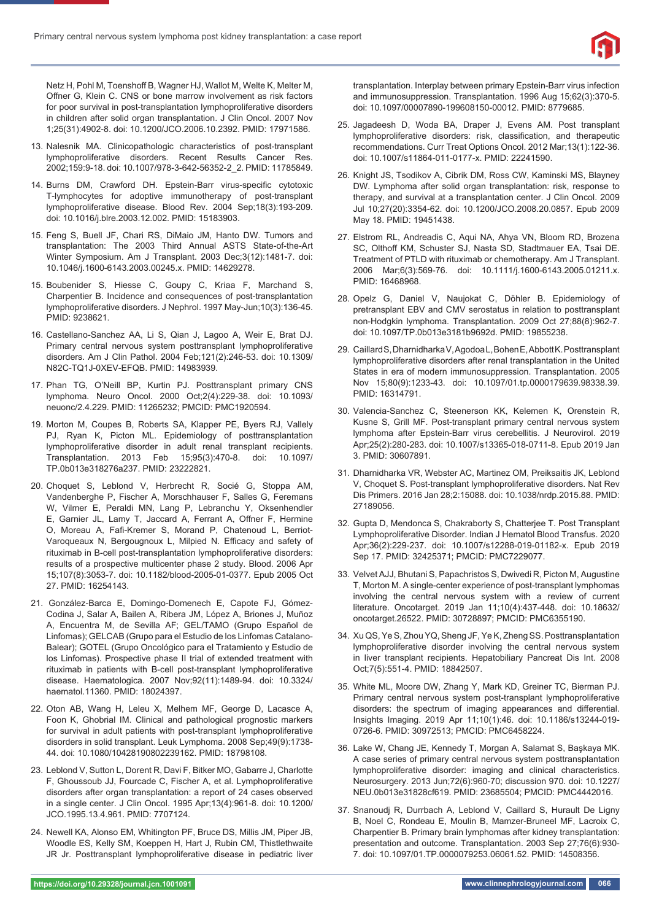Netz H, Pohl M, Toenshoff B, Wagner HJ, Wallot M, Welte K, Melter M, Offner G, Klein C. CNS or bone marrow involvement as risk factors for poor survival in post-transplantation lymphoproliferative disorders in children after solid organ transplantation. J Clin Oncol. 2007 Nov 1;25(31):4902-8. doi: 10.1200/JCO.2006.10.2392. PMID: 17971586.

13. Nalesnik MA. Clinicopathologic characteristics of post-transplant lymphoproliferative disorders. Recent Results Cancer Res. 2002;159:9-18. doi: 10.1007/978-3-642-56352-2_2. PMID: 11785849.

14. Burns DM, Crawford DH. Epstein-Barr virus-specific cytotoxic T-lymphocytes for adoptive immunotherapy of post-transplant lymphoproliferative disease. Blood Rev. 2004 Sep;18(3):193-209. doi: 10.1016/j.blre.2003.12.002. PMID: 15183903.

15. Feng S, Buell JF, Chari RS, DiMaio JM, Hanto DW. Tumors and transplantation: The 2003 Third Annual ASTS State-of-the-Art Winter Symposium. Am J Transplant. 2003 Dec;3(12):1481-7. doi: 10.1046/j.1600-6143.2003.00245.x. PMID: 14629278.

15. Boubenider S, Hiesse C, Goupy C, Kriaa F, Marchand S, Charpentier B. Incidence and consequences of post-transplantation lymphoproliferative disorders. J Nephrol. 1997 May-Jun;10(3):136-45. PMID: 9238621.

16. Castellano-Sanchez AA, Li S, Qian J, Lagoo A, Weir E, Brat DJ. Primary central nervous system posttransplant lymphoproliferative disorders. Am J Clin Pathol. 2004 Feb;121(2):246-53. doi: 10.1309/N82C-TQ1J-0XEV-EFQB. PMID: 14983939.

17. Phan TG, O'Neill BP, Kurtin PJ. Posttransplant primary CNS lymphoma. Neuro Oncol. 2000 Oct;2(4):229-38. doi: 10.1093/neuonc/2.4.229. PMID: 11265232; PMCID: PMC1920594.

19. Morton M, Coupes B, Roberts SA, Klapper PE, Byers RJ, Vallely PJ, Ryan K, Picton ML. Epidemiology of posttransplantation lymphoproliferative disorder in adult renal transplant recipients. Transplantation. 2013 Feb 15;95(3):470-8. doi: 10.1097/TP.0b013e318276a237. PMID: 23222821.

20. Choquet S, Leblond V, Herbrecht R, Socié G, Stoppa AM, Vandenberghe P, Fischer A, Morschhauser F, Salles G, Feremans W, Vilmer E, Peraldi MN, Lang P, Lebranchu Y, Oksenhendler E, Garnier JL, Lamy T, Jaccard A, Ferrant A, Offner F, Hermine O, Moreau A, Fafi-Kremer S, Morand P, Chatenoud L, Berriot-Varoqueaux N, Bergougnoux L, Milpied N. Efficacy and safety of rituximab in B-cell post-transplantation lymphoproliferative disorders: results of a prospective multicenter phase 2 study. Blood. 2006 Apr 15;107(8):3053-7. doi: 10.1182/blood-2005-01-0377. Epub 2005 Oct 27. PMID: 16254143.

21. González-Barca E, Domingo-Domenech E, Capote FJ, Gómez-Codina J, Salar A, Bailen A, Ribera JM, López A, Briones J, Muñoz A, Encuentra M, de Sevilla AF; GEL/TAMO (Grupo Español de Linfomas); GELCAB (Grupo para el Estudio de los Linfomas Catalano-Balear); GOTEL (Grupo Oncológico para el Tratamiento y Estudio de los Linfomas). Prospective phase II trial of extended treatment with rituximab in patients with B-cell post-transplant lymphoproliferative disease. Haematologica. 2007 Nov;92(11):1489-94. doi: 10.3324/haematol.11360. PMID: 18024397.

22. Oton AB, Wang H, Leleu X, Melhem MF, George D, Lacasce A, Foon K, Ghobrial IM. Clinical and pathological prognostic markers for survival in adult patients with post-transplant lymphoproliferative disorders in solid transplant. Leuk Lymphoma. 2008 Sep;49(9):1738-44. doi: 10.1080/10428190802239162. PMID: 18798108.

23. Leblond V, Sutton L, Dorent R, Davi F, Bitker MO, Gabarre J, Charlotte F, Ghoussoub JJ, Fourcade C, Fischer A, et al. Lymphoproliferative disorders after organ transplantation: a report of 24 cases observed in a single center. J Clin Oncol. 1995 Apr;13(4):961-8. doi: 10.1200/JCO.1995.13.4.961. PMID: 7707124.

24. Newell KA, Alonso EM, Whitington PF, Bruce DS, Millis JM, Piper JB, Woodle ES, Kelly SM, Koeppen H, Hart J, Rubin CM, Thistlethwaite JR Jr. Posttransplant lymphoproliferative disease in pediatric liver transplantation. Interplay between primary Epstein-Barr virus infection and immunosuppression. Transplantation. 1996 Aug 15;62(3):370-5. doi: 10.1097/00007890-199608150-00012. PMID: 8779685.

25. Jagadeesh D, Woda BA, Draper J, Evens AM. Post transplant lymphoproliferative disorders: risk, classification, and therapeutic recommendations. Curr Treat Options Oncol. 2012 Mar;13(1):122-36. doi: 10.1007/s11864-011-0177-x. PMID: 22241590.

26. Knight JS, Tsodikov A, Cibrik DM, Ross CW, Kaminski MS, Blayney DW. Lymphoma after solid organ transplantation: risk, response to therapy, and survival at a transplantation center. J Clin Oncol. 2009 Jul 10;27(20):3354-62. doi: 10.1200/JCO.2008.20.0857. Epub 2009 May 18. PMID: 19451438.

27. Elstrom RL, Andreadis C, Aqui NA, Ahya VN, Bloom RD, Brozena SC, Olthoff KM, Schuster SJ, Nasta SD, Stadtmauer EA, Tsai DE. Treatment of PTLD with rituximab or chemotherapy. Am J Transplant. 2006 Mar;6(3):569-76. doi: 10.1111/j.1600-6143.2005.01211.x. PMID: 16468968.

28. Opelz G, Daniel V, Naujokat C, Döhler B. Epidemiology of pretransplant EBV and CMV serostatus in relation to posttransplant non-Hodgkin lymphoma. Transplantation. 2009 Oct 27;88(8):962-7. doi: 10.1097/TP.0b013e3181b9692d. PMID: 19855238.

29. Caillard S, Dharnidharka V, Agodoa L, Bohen E, Abbott K. Posttransplant lymphoproliferative disorders after renal transplantation in the United States in era of modern immunosuppression. Transplantation. 2005 Nov 15;80(9):1233-43. doi: 10.1097/01.tp.0000179639.98338.39. PMID: 16314791.

30. Valencia-Sanchez C, Steenerson KK, Kelemen K, Orenstein R, Kusne S, Grill MF. Post-transplant primary central nervous system lymphoma after Epstein-Barr virus cerebellitis. J Neurovirol. 2019 Apr;25(2):280-283. doi: 10.1007/s13365-018-0711-8. Epub 2019 Jan 3. PMID: 30607891.

31. Dharnidharka VR, Webster AC, Martinez OM, Preiksaitis JK, Leblond V, Choquet S. Post-transplant lymphoproliferative disorders. Nat Rev Dis Primers. 2016 Jan 28;2:15088. doi: 10.1038/nrdp.2015.88. PMID: 27189056.

32. Gupta D, Mendonca S, Chakraborty S, Chatterjee T. Post Transplant Lymphoproliferative Disorder. Indian J Hematol Blood Transfus. 2020 Apr;36(2):229-237. doi: 10.1007/s12288-019-01182-x. Epub 2019 Sep 17. PMID: 32425371; PMCID: PMC7229077.

33. Velvet AJJ, Bhutani S, Papachristos S, Dwivedi R, Picton M, Augustine T, Morton M. A single-center experience of post-transplant lymphomas involving the central nervous system with a review of current literature. Oncotarget. 2019 Jan 11;10(4):437-448. doi: 10.18632/oncotarget.26522. PMID: 30728897; PMCID: PMC6355190.

34. Xu QS, Ye S, Zhou YQ, Sheng JF, Ye K, Zheng SS. Posttransplantation lymphoproliferative disorder involving the central nervous system in liver transplant recipients. Hepatobiliary Pancreat Dis Int. 2008 Oct;7(5):551-4. PMID: 18842507.

35. White ML, Moore DW, Zhang Y, Mark KD, Greiner TC, Bierman PJ. Primary central nervous system post-transplant lymphoproliferative disorders: the spectrum of imaging appearances and differential. Insights Imaging. 2019 Apr 11;10(1):46. doi: 10.1186/s13244-019-0726-6. PMID: 30972513; PMCID: PMC6458224.

36. Lake W, Chang JE, Kennedy T, Morgan A, Salamat S, Başkaya MK. A case series of primary central nervous system posttransplantation lymphoproliferative disorder: imaging and clinical characteristics. Neurosurgery. 2013 Jun;72(6):960-70; discussion 970. doi: 10.1227/NEU.0b013e31828cf619. PMID: 23685504; PMCID: PMC4442016.

37. Snanoudj R, Durrbach A, Leblond V, Caillard S, Hurault De Ligny B, Noel C, Rondeau E, Moulin B, Mamzer-Bruneel MF, Lacroix C, Charpentier B. Primary brain lymphomas after kidney transplantation: presentation and outcome. Transplantation. 2003 Sep 27;76(6):930-7. doi: 10.1097/01.TP.0000079253.06061.52. PMID: 14508356.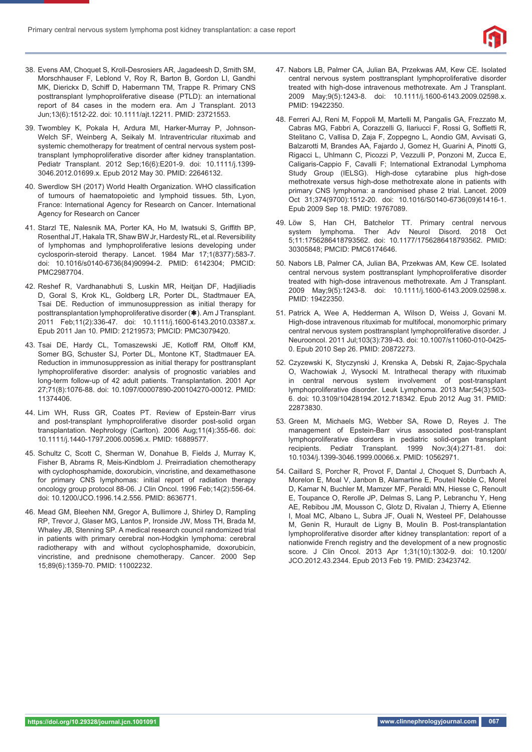38. Evens AM, Choquet S, Kroll-Desrosiers AR, Jagadeesh D, Smith SM, Morschhauser F, Leblond V, Roy R, Barton B, Gordon LI, Gandhi MK, Dierickx D, Schiff D, Habermann TM, Trappe R. Primary CNS posttransplant lymphoproliferative disease (PTLD): an international report of 84 cases in the modern era. Am J Transplant. 2013 Jun;13(6):1512-22. doi: 10.1111/ajt.12211. PMID: 23721553.

39. Twombley K, Pokala H, Ardura MI, Harker-Murray P, Johnson-Welch SF, Weinberg A, Seikaly M. Intraventricular rituximab and systemic chemotherapy for treatment of central nervous system post-transplant lymphoproliferative disorder after kidney transplantation. Pediatr Transplant. 2012 Sep;16(6):E201-9. doi: 10.1111/j.1399-3046.2012.01699.x. Epub 2012 May 30. PMID: 22646132.

40. Swerdlow SH (2017) World Health Organization. WHO classification of tumours of haematopoietic and lymphoid tissues. 5th, Lyon, France: International Agency for Research on Cancer. International Agency for Research on Cancer

41. Starzl TE, Nalesnik MA, Porter KA, Ho M, Iwatsuki S, Griffith BP, Rosenthal JT, Hakala TR, Shaw BW Jr, Hardesty RL, et al. Reversibility of lymphomas and lymphoproliferative lesions developing under cyclosporin-steroid therapy. Lancet. 1984 Mar 17;1(8377):583-7. doi: 10.1016/s0140-6736(84)90994-2. PMID: 6142304; PMCID: PMC2987704.

42. Reshef R, Vardhanabhuti S, Luskin MR, Heitjan DF, Hadjiliadis D, Goral S, Krok KL, Goldberg LR, Porter DL, Stadtmauer EA, Tsai DE. Reduction of immunosuppression as initial therapy for posttransplantation lymphoproliferative disorder (✱). Am J Transplant. 2011 Feb;11(2):336-47. doi: 10.1111/j.1600-6143.2010.03387.x. Epub 2011 Jan 10. PMID: 21219573; PMCID: PMC3079420.

43. Tsai DE, Hardy CL, Tomaszewski JE, Kotloff RM, Oltoff KM, Somer BG, Schuster SJ, Porter DL, Montone KT, Stadtmauer EA. Reduction in immunosuppression as initial therapy for posttransplant lymphoproliferative disorder: analysis of prognostic variables and long-term follow-up of 42 adult patients. Transplantation. 2001 Apr 27;71(8):1076-88. doi: 10.1097/00007890-200104270-00012. PMID: 11374406.

44. Lim WH, Russ GR, Coates PT. Review of Epstein-Barr virus and post-transplant lymphoproliferative disorder post-solid organ transplantation. Nephrology (Carlton). 2006 Aug;11(4):355-66. doi: 10.1111/j.1440-1797.2006.00596.x. PMID: 16889577.

45. Schultz C, Scott C, Sherman W, Donahue B, Fields J, Murray K, Fisher B, Abrams R, Meis-Kindblom J. Preirradiation chemotherapy with cyclophosphamide, doxorubicin, vincristine, and dexamethasone for primary CNS lymphomas: initial report of radiation therapy oncology group protocol 88-06. J Clin Oncol. 1996 Feb;14(2):556-64. doi: 10.1200/JCO.1996.14.2.556. PMID: 8636771.

46. Mead GM, Bleehen NM, Gregor A, Bullimore J, Shirley D, Rampling RP, Trevor J, Glaser MG, Lantos P, Ironside JW, Moss TH, Brada M, Whaley JB, Stenning SP. A medical research council randomized trial in patients with primary cerebral non-Hodgkin lymphoma: cerebral radiotherapy with and without cyclophosphamide, doxorubicin, vincristine, and prednisone chemotherapy. Cancer. 2000 Sep 15;89(6):1359-70. PMID: 11002232.

47. Nabors LB, Palmer CA, Julian BA, Przekwas AM, Kew CE. Isolated central nervous system posttransplant lymphoproliferative disorder treated with high-dose intravenous methotrexate. Am J Transplant. 2009 May;9(5):1243-8. doi: 10.1111/j.1600-6143.2009.02598.x. PMID: 19422350.

48. Ferreri AJ, Reni M, Foppoli M, Martelli M, Pangalis GA, Frezzato M, Cabras MG, Fabbri A, Corazzelli G, Ilariucci F, Rossi G, Soffietti R, Stelitano C, Vallisa D, Zaja F, Zoppegno L, Aondio GM, Avvisati G, Balzarotti M, Brandes AA, Fajardo J, Gomez H, Guarini A, Pinotti G, Rigacci L, Uhlmann C, Picozzi P, Vezzulli P, Ponzoni M, Zucca E, Caligaris-Cappio F, Cavalli F; International Extranodal Lymphoma Study Group (IELSG). High-dose cytarabine plus high-dose methotrexate versus high-dose methotrexate alone in patients with primary CNS lymphoma: a randomised phase 2 trial. Lancet. 2009 Oct 31;374(9700):1512-20. doi: 10.1016/S0140-6736(09)61416-1. Epub 2009 Sep 18. PMID: 19767089.

49. Löw S, Han CH, Batchelor TT. Primary central nervous system lymphoma. Ther Adv Neurol Disord. 2018 Oct 5;11:1756286418793562. doi: 10.1177/1756286418793562. PMID: 30305848; PMCID: PMC6174646.

50. Nabors LB, Palmer CA, Julian BA, Przekwas AM, Kew CE. Isolated central nervous system posttransplant lymphoproliferative disorder treated with high-dose intravenous methotrexate. Am J Transplant. 2009 May;9(5):1243-8. doi: 10.1111/j.1600-6143.2009.02598.x. PMID: 19422350.

51. Patrick A, Wee A, Hedderman A, Wilson D, Weiss J, Govani M. High-dose intravenous rituximab for multifocal, monomorphic primary central nervous system posttransplant lymphoproliferative disorder. J Neurooncol. 2011 Jul;103(3):739-43. doi: 10.1007/s11060-010-0425-0. Epub 2010 Sep 26. PMID: 20872273.

52. Czyzewski K, Styczynski J, Krenska A, Debski R, Zajac-Spychala O, Wachowiak J, Wysocki M. Intrathecal therapy with rituximab in central nervous system involvement of post-transplant lymphoproliferative disorder. Leuk Lymphoma. 2013 Mar;54(3):503-6. doi: 10.3109/10428194.2012.718342. Epub 2012 Aug 31. PMID: 22873830.

53. Green M, Michaels MG, Webber SA, Rowe D, Reyes J. The management of Epstein-Barr virus associated post-transplant lymphoproliferative disorders in pediatric solid-organ transplant recipients. Pediatr Transplant. 1999 Nov;3(4):271-81. doi: 10.1034/j.1399-3046.1999.00066.x. PMID: 10562971.

54. Caillard S, Porcher R, Provot F, Dantal J, Choquet S, Durrbach A, Morelon E, Moal V, Janbon B, Alamartine E, Pouteil Noble C, Morel D, Kamar N, Buchler M, Mamzer MF, Peraldi MN, Hiesse C, Renoult E, Toupance O, Rerolle JP, Delmas S, Lang P, Lebranchu Y, Heng AE, Rebibou JM, Mousson C, Glotz D, Rivalan J, Thierry A, Etienne I, Moal MC, Albano L, Subra JF, Ouali N, Westeel PF, Delahousse M, Genin R, Hurault de Ligny B, Moulin B. Post-transplantation lymphoproliferative disorder after kidney transplantation: report of a nationwide French registry and the development of a new prognostic score. J Clin Oncol. 2013 Apr 1;31(10):1302-9. doi: 10.1200/JCO.2012.43.2344. Epub 2013 Feb 19. PMID: 23423742.